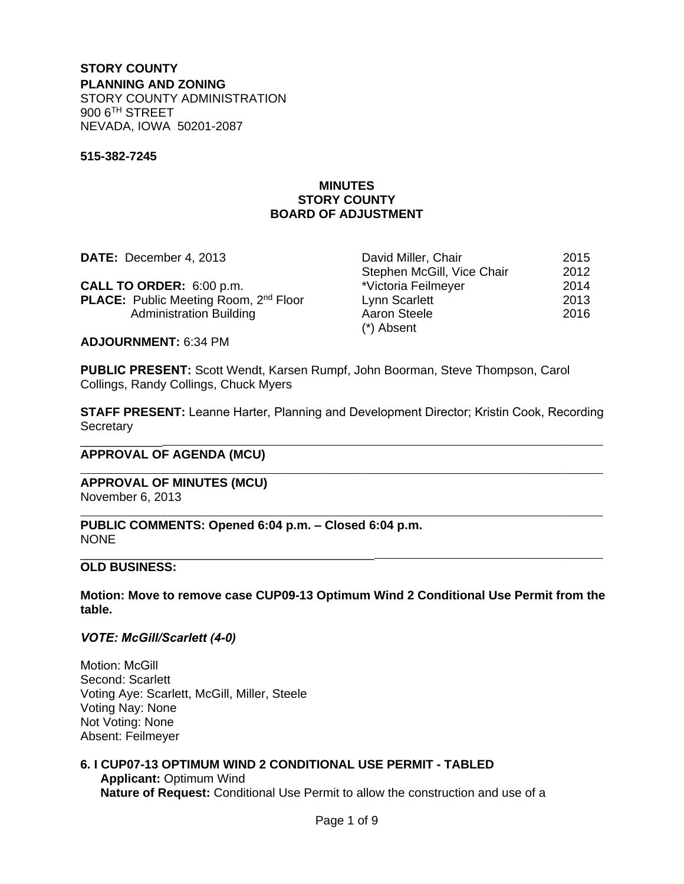**STORY COUNTY**
**PLANNING AND ZONING**
STORY COUNTY ADMINISTRATION
900 6TH STREET
NEVADA, IOWA 50201-2087

**515-382-7245**

# MINUTES
# STORY COUNTY
# BOARD OF ADJUSTMENT

**DATE:** December 4, 2013

**CALL TO ORDER:** 6:00 p.m.
**PLACE:** Public Meeting Room, 2nd Floor Administration Building

**ADJOURNMENT:** 6:34 PM

| | |
|---|---|
| David Miller, Chair | 2015 |
| Stephen McGill, Vice Chair | 2012 |
| *Victoria Feilmeyer | 2014 |
| Lynn Scarlett | 2013 |
| Aaron Steele | 2016 |
| (*) Absent | |

**PUBLIC PRESENT:** Scott Wendt, Karsen Rumpf, John Boorman, Steve Thompson, Carol Collings, Randy Collings, Chuck Myers

**STAFF PRESENT:** Leanne Harter, Planning and Development Director; Kristin Cook, Recording Secretary

---

**APPROVAL OF AGENDA (MCU)**

---

**APPROVAL OF MINUTES (MCU)**
November 6, 2013

---

**PUBLIC COMMENTS: Opened 6:04 p.m. – Closed 6:04 p.m.**
NONE

---

**OLD BUSINESS:**

**Motion: Move to remove case CUP09-13 Optimum Wind 2 Conditional Use Permit from the table.**

***VOTE: McGill/Scarlett (4-0)***

Motion: McGill
Second: Scarlett
Voting Aye: Scarlett, McGill, Miller, Steele
Voting Nay: None
Not Voting: None
Absent: Feilmeyer

**6. I CUP07-13 OPTIMUM WIND 2 CONDITIONAL USE PERMIT - TABLED**
**Applicant:** Optimum Wind
**Nature of Request:** Conditional Use Permit to allow the construction and use of a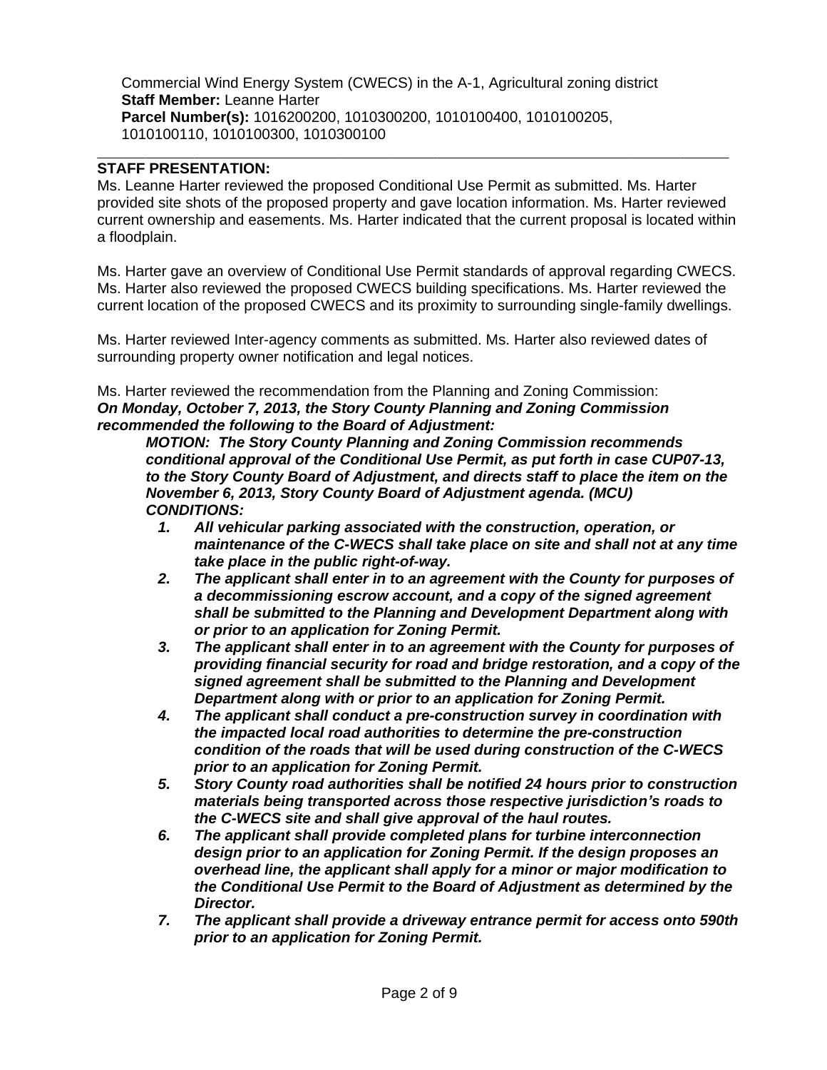Commercial Wind Energy System (CWECS) in the A-1, Agricultural zoning district
**Staff Member:** Leanne Harter
**Parcel Number(s):** 1016200200, 1010300200, 1010100400, 1010100205, 1010100110, 1010100300, 1010300100

---

**STAFF PRESENTATION:**

Ms. Leanne Harter reviewed the proposed Conditional Use Permit as submitted. Ms. Harter provided site shots of the proposed property and gave location information. Ms. Harter reviewed current ownership and easements. Ms. Harter indicated that the current proposal is located within a floodplain.

Ms. Harter gave an overview of Conditional Use Permit standards of approval regarding CWECS. Ms. Harter also reviewed the proposed CWECS building specifications. Ms. Harter reviewed the current location of the proposed CWECS and its proximity to surrounding single-family dwellings.

Ms. Harter reviewed Inter-agency comments as submitted. Ms. Harter also reviewed dates of surrounding property owner notification and legal notices.

Ms. Harter reviewed the recommendation from the Planning and Zoning Commission:
***On Monday, October 7, 2013, the Story County Planning and Zoning Commission recommended the following to the Board of Adjustment:***

> ***MOTION: The Story County Planning and Zoning Commission recommends conditional approval of the Conditional Use Permit, as put forth in case CUP07-13, to the Story County Board of Adjustment, and directs staff to place the item on the November 6, 2013, Story County Board of Adjustment agenda. (MCU)***
> ***CONDITIONS:***
>
> 1. ***All vehicular parking associated with the construction, operation, or maintenance of the C-WECS shall take place on site and shall not at any time take place in the public right-of-way.***
> 2. ***The applicant shall enter in to an agreement with the County for purposes of a decommissioning escrow account, and a copy of the signed agreement shall be submitted to the Planning and Development Department along with or prior to an application for Zoning Permit.***
> 3. ***The applicant shall enter in to an agreement with the County for purposes of providing financial security for road and bridge restoration, and a copy of the signed agreement shall be submitted to the Planning and Development Department along with or prior to an application for Zoning Permit.***
> 4. ***The applicant shall conduct a pre-construction survey in coordination with the impacted local road authorities to determine the pre-construction condition of the roads that will be used during construction of the C-WECS prior to an application for Zoning Permit.***
> 5. ***Story County road authorities shall be notified 24 hours prior to construction materials being transported across those respective jurisdiction's roads to the C-WECS site and shall give approval of the haul routes.***
> 6. ***The applicant shall provide completed plans for turbine interconnection design prior to an application for Zoning Permit. If the design proposes an overhead line, the applicant shall apply for a minor or major modification to the Conditional Use Permit to the Board of Adjustment as determined by the Director.***
> 7. ***The applicant shall provide a driveway entrance permit for access onto 590th prior to an application for Zoning Permit.***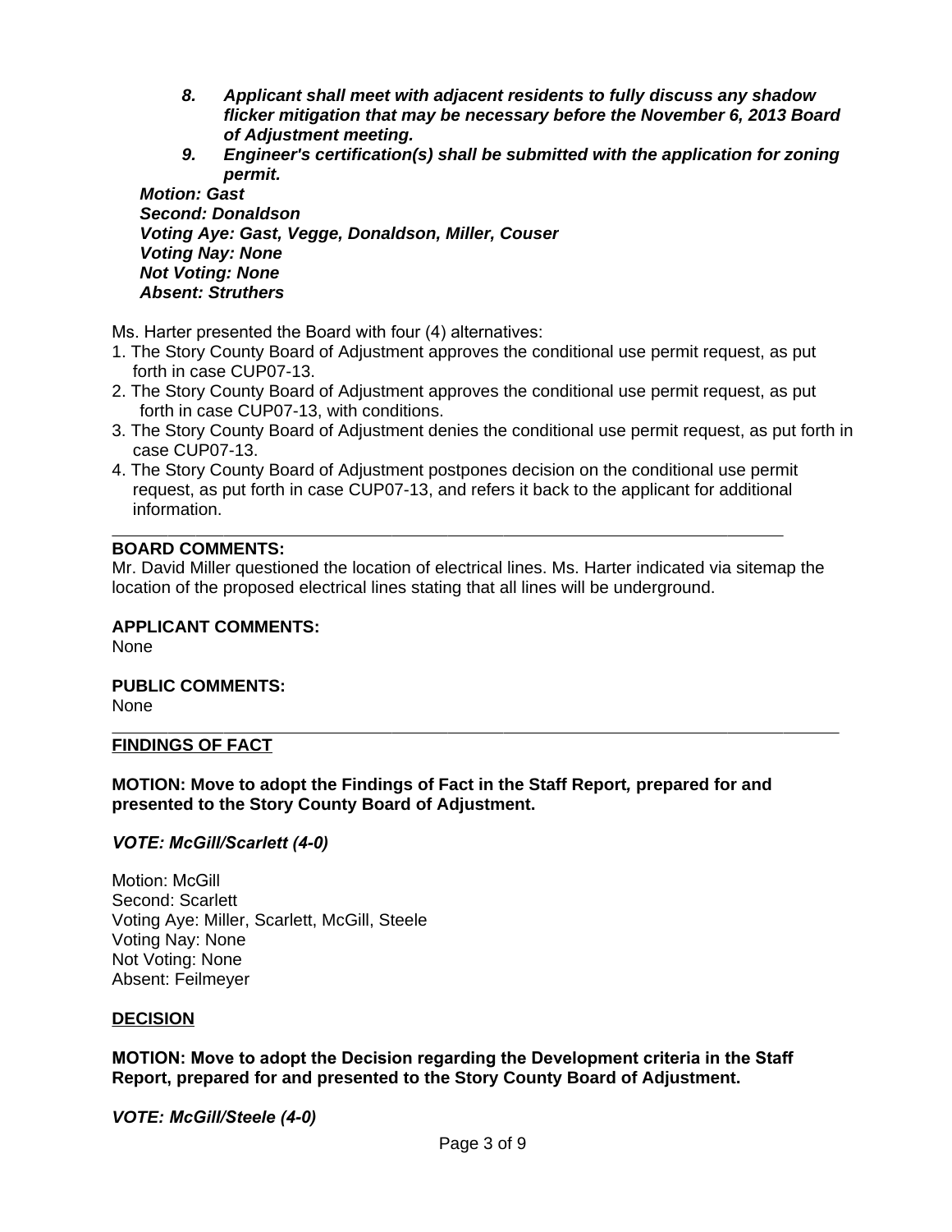> 8. ***Applicant shall meet with adjacent residents to fully discuss any shadow flicker mitigation that may be necessary before the November 6, 2013 Board of Adjustment meeting.***
> 9. ***Engineer's certification(s) shall be submitted with the application for zoning permit.***
>
> ***Motion: Gast***
> ***Second: Donaldson***
> ***Voting Aye: Gast, Vegge, Donaldson, Miller, Couser***
> ***Voting Nay: None***
> ***Not Voting: None***
> ***Absent: Struthers***

Ms. Harter presented the Board with four (4) alternatives:

1. The Story County Board of Adjustment approves the conditional use permit request, as put forth in case CUP07-13.
2. The Story County Board of Adjustment approves the conditional use permit request, as put forth in case CUP07-13, with conditions.
3. The Story County Board of Adjustment denies the conditional use permit request, as put forth in case CUP07-13.
4. The Story County Board of Adjustment postpones decision on the conditional use permit request, as put forth in case CUP07-13, and refers it back to the applicant for additional information.

---

**BOARD COMMENTS:**

Mr. David Miller questioned the location of electrical lines. Ms. Harter indicated via sitemap the location of the proposed electrical lines stating that all lines will be underground.

**APPLICANT COMMENTS:**

None

**PUBLIC COMMENTS:**

None

---

**FINDINGS OF FACT**

**MOTION: Move to adopt the Findings of Fact in the Staff Report, prepared for and presented to the Story County Board of Adjustment.**

***VOTE: McGill/Scarlett (4-0)***

Motion: McGill
Second: Scarlett
Voting Aye: Miller, Scarlett, McGill, Steele
Voting Nay: None
Not Voting: None
Absent: Feilmeyer

**DECISION**

**MOTION: Move to adopt the Decision regarding the Development criteria in the Staff Report, prepared for and presented to the Story County Board of Adjustment.**

***VOTE: McGill/Steele (4-0)***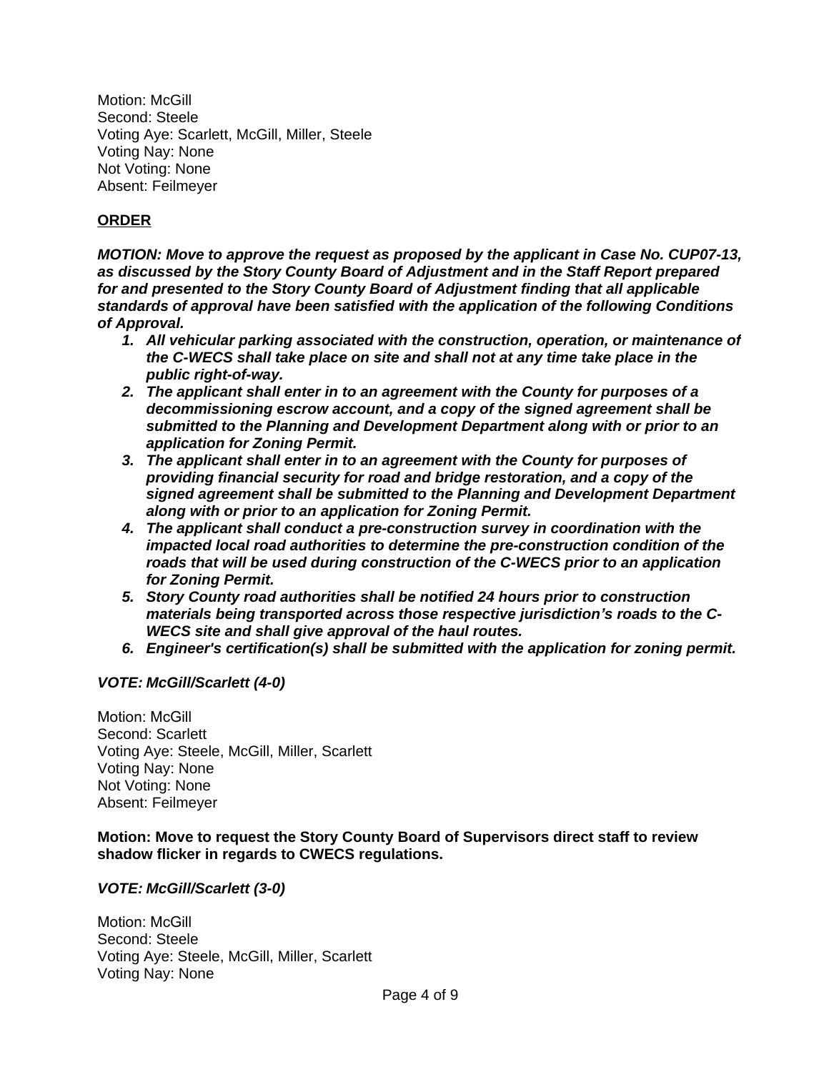Motion: McGill
Second: Steele
Voting Aye: Scarlett, McGill, Miller, Steele
Voting Nay: None
Not Voting: None
Absent: Feilmeyer

**ORDER**

***MOTION: Move to approve the request as proposed by the applicant in Case No. CUP07-13, as discussed by the Story County Board of Adjustment and in the Staff Report prepared for and presented to the Story County Board of Adjustment finding that all applicable standards of approval have been satisfied with the application of the following Conditions of Approval.***

1. ***All vehicular parking associated with the construction, operation, or maintenance of the C-WECS shall take place on site and shall not at any time take place in the public right-of-way.***
2. ***The applicant shall enter in to an agreement with the County for purposes of a decommissioning escrow account, and a copy of the signed agreement shall be submitted to the Planning and Development Department along with or prior to an application for Zoning Permit.***
3. ***The applicant shall enter in to an agreement with the County for purposes of providing financial security for road and bridge restoration, and a copy of the signed agreement shall be submitted to the Planning and Development Department along with or prior to an application for Zoning Permit.***
4. ***The applicant shall conduct a pre-construction survey in coordination with the impacted local road authorities to determine the pre-construction condition of the roads that will be used during construction of the C-WECS prior to an application for Zoning Permit.***
5. ***Story County road authorities shall be notified 24 hours prior to construction materials being transported across those respective jurisdiction's roads to the C-WECS site and shall give approval of the haul routes.***
6. ***Engineer's certification(s) shall be submitted with the application for zoning permit.***

***VOTE: McGill/Scarlett (4-0)***

Motion: McGill
Second: Scarlett
Voting Aye: Steele, McGill, Miller, Scarlett
Voting Nay: None
Not Voting: None
Absent: Feilmeyer

**Motion: Move to request the Story County Board of Supervisors direct staff to review shadow flicker in regards to CWECS regulations.**

***VOTE: McGill/Scarlett (3-0)***

Motion: McGill
Second: Steele
Voting Aye: Steele, McGill, Miller, Scarlett
Voting Nay: None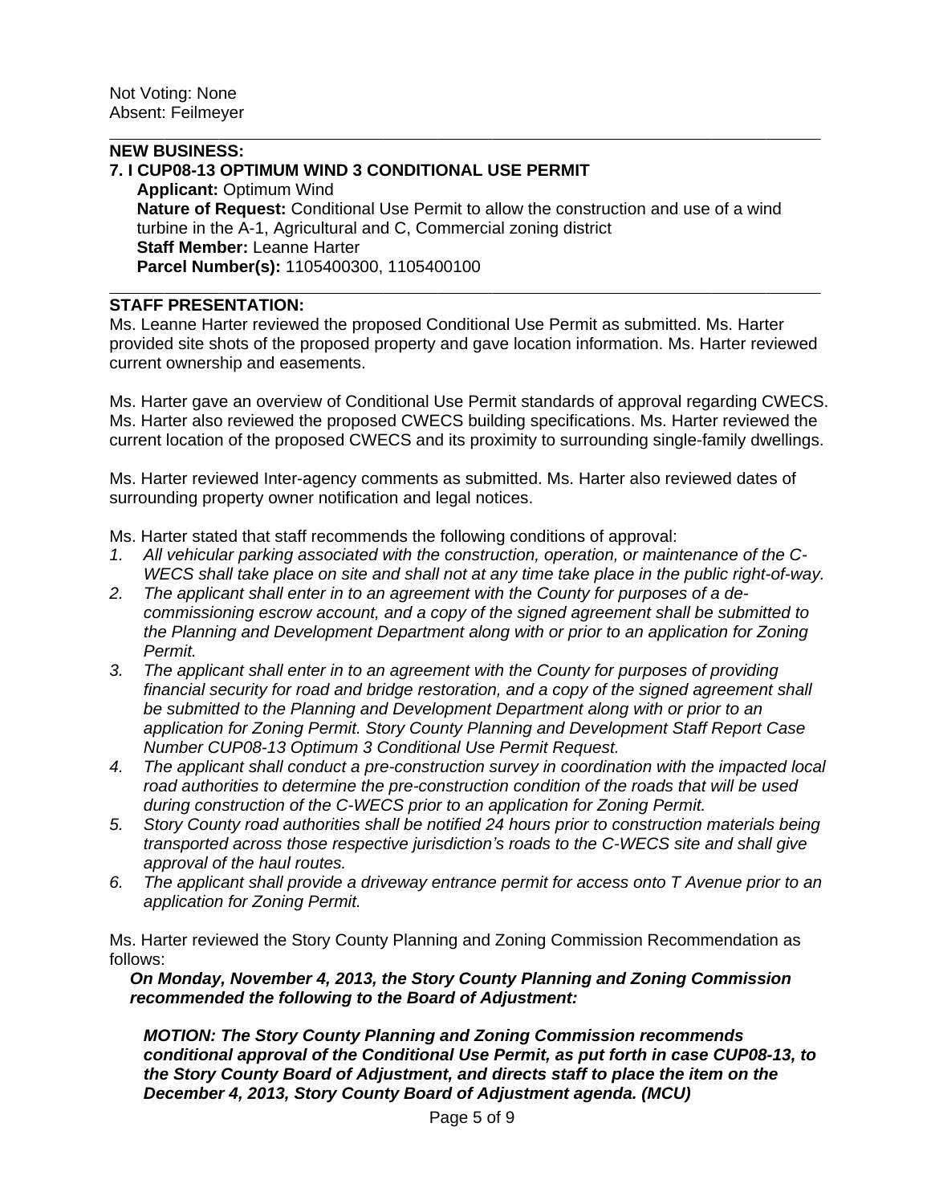Not Voting: None
Absent: Feilmeyer

---

**NEW BUSINESS:**

**7. I CUP08-13 OPTIMUM WIND 3 CONDITIONAL USE PERMIT**

**Applicant:** Optimum Wind
**Nature of Request:** Conditional Use Permit to allow the construction and use of a wind turbine in the A-1, Agricultural and C, Commercial zoning district
**Staff Member:** Leanne Harter
**Parcel Number(s):** 1105400300, 1105400100

---

**STAFF PRESENTATION:**

Ms. Leanne Harter reviewed the proposed Conditional Use Permit as submitted. Ms. Harter provided site shots of the proposed property and gave location information. Ms. Harter reviewed current ownership and easements.

Ms. Harter gave an overview of Conditional Use Permit standards of approval regarding CWECS. Ms. Harter also reviewed the proposed CWECS building specifications. Ms. Harter reviewed the current location of the proposed CWECS and its proximity to surrounding single-family dwellings.

Ms. Harter reviewed Inter-agency comments as submitted. Ms. Harter also reviewed dates of surrounding property owner notification and legal notices.

Ms. Harter stated that staff recommends the following conditions of approval:

1. *All vehicular parking associated with the construction, operation, or maintenance of the C-WECS shall take place on site and shall not at any time take place in the public right-of-way.*
2. *The applicant shall enter in to an agreement with the County for purposes of a de-commissioning escrow account, and a copy of the signed agreement shall be submitted to the Planning and Development Department along with or prior to an application for Zoning Permit.*
3. *The applicant shall enter in to an agreement with the County for purposes of providing financial security for road and bridge restoration, and a copy of the signed agreement shall be submitted to the Planning and Development Department along with or prior to an application for Zoning Permit. Story County Planning and Development Staff Report Case Number CUP08-13 Optimum 3 Conditional Use Permit Request.*
4. *The applicant shall conduct a pre-construction survey in coordination with the impacted local road authorities to determine the pre-construction condition of the roads that will be used during construction of the C-WECS prior to an application for Zoning Permit.*
5. *Story County road authorities shall be notified 24 hours prior to construction materials being transported across those respective jurisdiction's roads to the C-WECS site and shall give approval of the haul routes.*
6. *The applicant shall provide a driveway entrance permit for access onto T Avenue prior to an application for Zoning Permit.*

Ms. Harter reviewed the Story County Planning and Zoning Commission Recommendation as follows:

***On Monday, November 4, 2013, the Story County Planning and Zoning Commission recommended the following to the Board of Adjustment:***

***MOTION: The Story County Planning and Zoning Commission recommends conditional approval of the Conditional Use Permit, as put forth in case CUP08-13, to the Story County Board of Adjustment, and directs staff to place the item on the December 4, 2013, Story County Board of Adjustment agenda. (MCU)***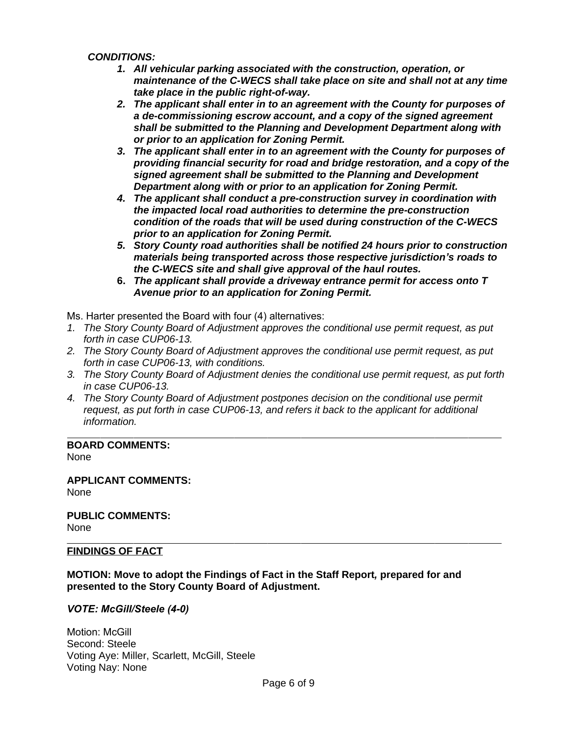***CONDITIONS:***

1. ***All vehicular parking associated with the construction, operation, or maintenance of the C-WECS shall take place on site and shall not at any time take place in the public right-of-way.***
2. ***The applicant shall enter in to an agreement with the County for purposes of a de-commissioning escrow account, and a copy of the signed agreement shall be submitted to the Planning and Development Department along with or prior to an application for Zoning Permit.***
3. ***The applicant shall enter in to an agreement with the County for purposes of providing financial security for road and bridge restoration, and a copy of the signed agreement shall be submitted to the Planning and Development Department along with or prior to an application for Zoning Permit.***
4. ***The applicant shall conduct a pre-construction survey in coordination with the impacted local road authorities to determine the pre-construction condition of the roads that will be used during construction of the C-WECS prior to an application for Zoning Permit.***
5. ***Story County road authorities shall be notified 24 hours prior to construction materials being transported across those respective jurisdiction's roads to the C-WECS site and shall give approval of the haul routes.***
6. ***The applicant shall provide a driveway entrance permit for access onto T Avenue prior to an application for Zoning Permit.***

Ms. Harter presented the Board with four (4) alternatives:

1. *The Story County Board of Adjustment approves the conditional use permit request, as put forth in case CUP06-13.*
2. *The Story County Board of Adjustment approves the conditional use permit request, as put forth in case CUP06-13, with conditions.*
3. *The Story County Board of Adjustment denies the conditional use permit request, as put forth in case CUP06-13.*
4. *The Story County Board of Adjustment postpones decision on the conditional use permit request, as put forth in case CUP06-13, and refers it back to the applicant for additional information.*

---

**BOARD COMMENTS:**
None

**APPLICANT COMMENTS:**
None

**PUBLIC COMMENTS:**
None

---

**FINDINGS OF FACT**

**MOTION: Move to adopt the Findings of Fact in the Staff Report, prepared for and presented to the Story County Board of Adjustment.**

***VOTE: McGill/Steele (4-0)***

Motion: McGill
Second: Steele
Voting Aye: Miller, Scarlett, McGill, Steele
Voting Nay: None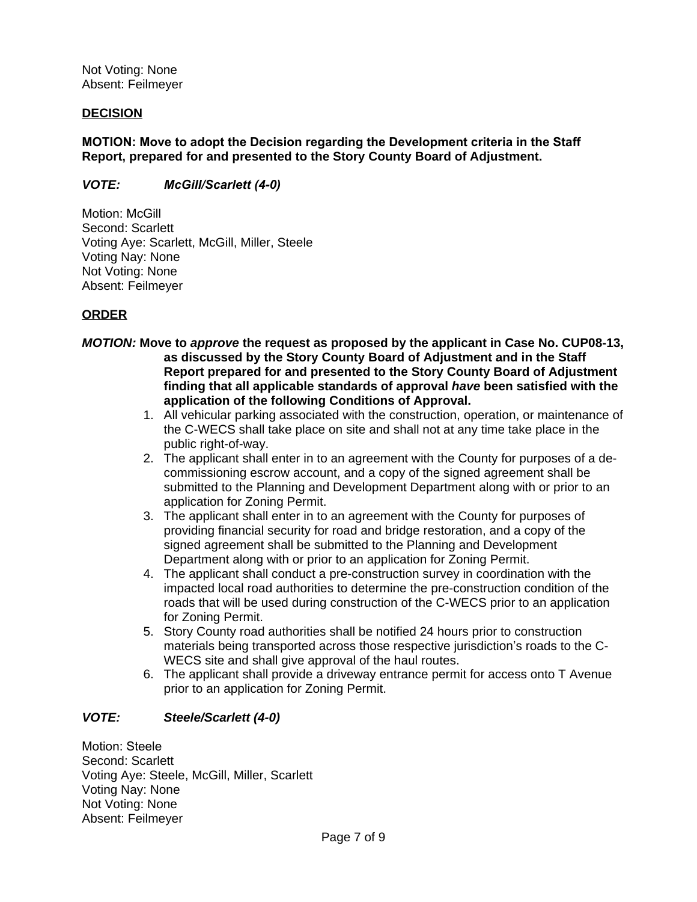Not Voting: None
Absent: Feilmeyer

**DECISION**

**MOTION: Move to adopt the Decision regarding the Development criteria in the Staff Report, prepared for and presented to the Story County Board of Adjustment.**

***VOTE: McGill/Scarlett (4-0)***

Motion: McGill
Second: Scarlett
Voting Aye: Scarlett, McGill, Miller, Steele
Voting Nay: None
Not Voting: None
Absent: Feilmeyer

**ORDER**

***MOTION:*** **Move to *approve* the request as proposed by the applicant in Case No. CUP08-13, as discussed by the Story County Board of Adjustment and in the Staff Report prepared for and presented to the Story County Board of Adjustment finding that all applicable standards of approval *have* been satisfied with the application of the following Conditions of Approval.**

1. All vehicular parking associated with the construction, operation, or maintenance of the C-WECS shall take place on site and shall not at any time take place in the public right-of-way.
2. The applicant shall enter in to an agreement with the County for purposes of a de-commissioning escrow account, and a copy of the signed agreement shall be submitted to the Planning and Development Department along with or prior to an application for Zoning Permit.
3. The applicant shall enter in to an agreement with the County for purposes of providing financial security for road and bridge restoration, and a copy of the signed agreement shall be submitted to the Planning and Development Department along with or prior to an application for Zoning Permit.
4. The applicant shall conduct a pre-construction survey in coordination with the impacted local road authorities to determine the pre-construction condition of the roads that will be used during construction of the C-WECS prior to an application for Zoning Permit.
5. Story County road authorities shall be notified 24 hours prior to construction materials being transported across those respective jurisdiction's roads to the C-WECS site and shall give approval of the haul routes.
6. The applicant shall provide a driveway entrance permit for access onto T Avenue prior to an application for Zoning Permit.

***VOTE: Steele/Scarlett (4-0)***

Motion: Steele
Second: Scarlett
Voting Aye: Steele, McGill, Miller, Scarlett
Voting Nay: None
Not Voting: None
Absent: Feilmeyer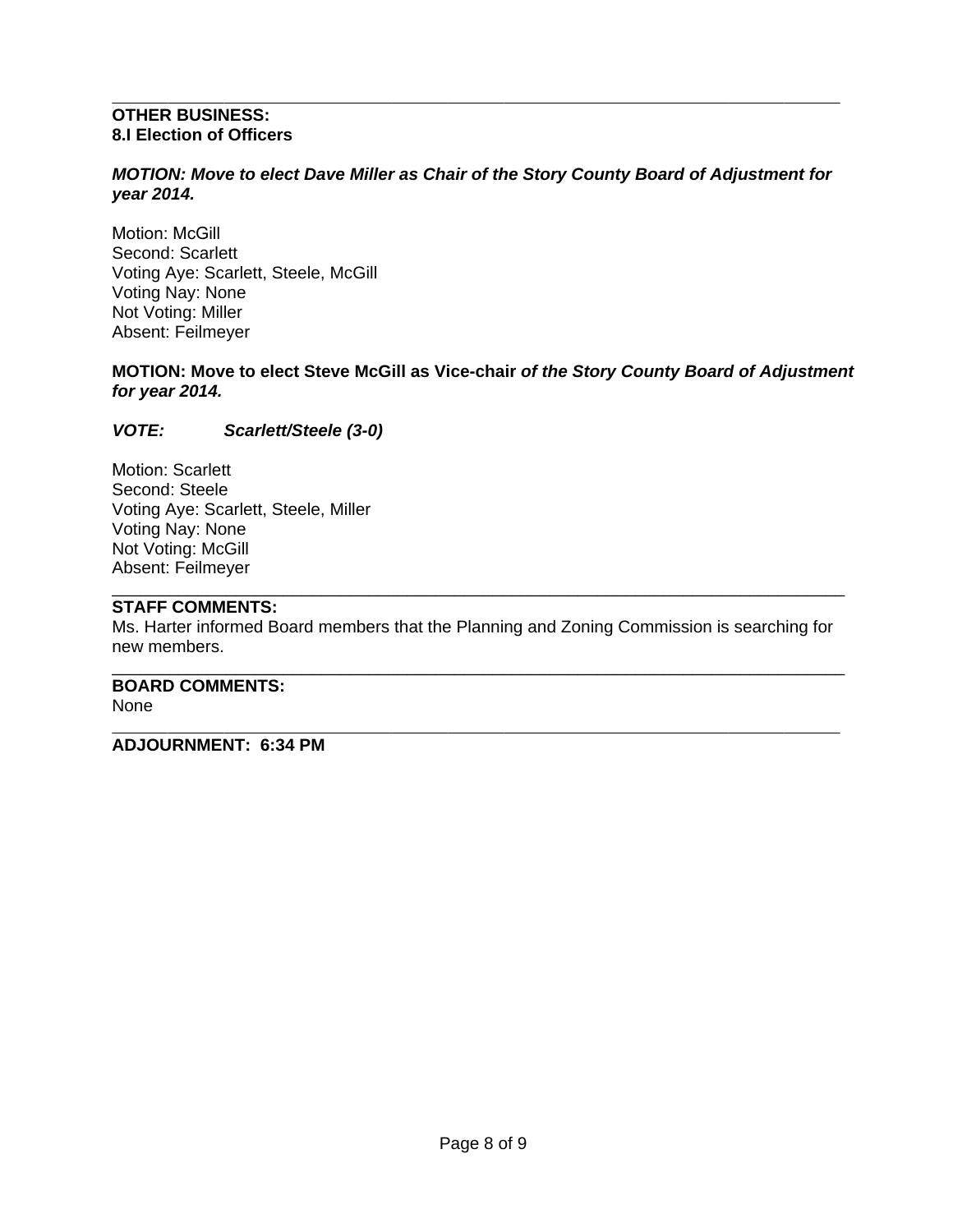---

**OTHER BUSINESS:**
**8.I Election of Officers**

***MOTION: Move to elect Dave Miller as Chair of the Story County Board of Adjustment for year 2014.***

Motion: McGill
Second: Scarlett
Voting Aye: Scarlett, Steele, McGill
Voting Nay: None
Not Voting: Miller
Absent: Feilmeyer

**MOTION: Move to elect Steve McGill as Vice-chair *of the Story County Board of Adjustment for year 2014.***

***VOTE: Scarlett/Steele (3-0)***

Motion: Scarlett
Second: Steele
Voting Aye: Scarlett, Steele, Miller
Voting Nay: None
Not Voting: McGill
Absent: Feilmeyer

---

**STAFF COMMENTS:**
Ms. Harter informed Board members that the Planning and Zoning Commission is searching for new members.

---

**BOARD COMMENTS:**
None

---

**ADJOURNMENT: 6:34 PM**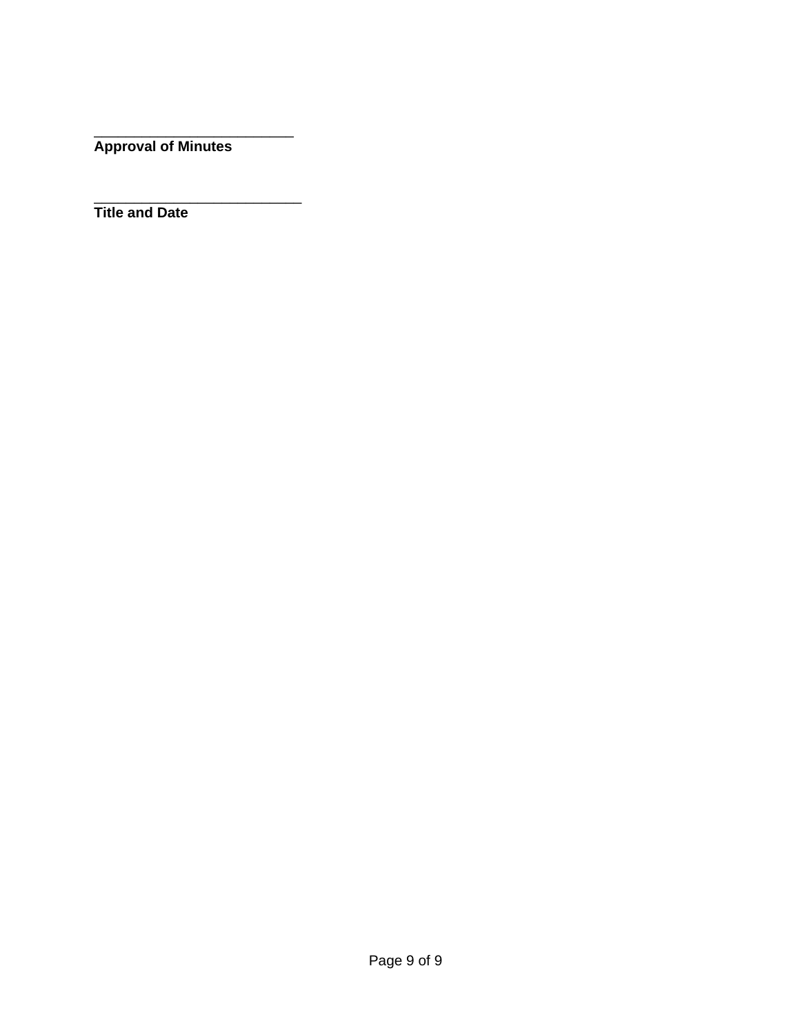\_\_\_\_\_\_\_\_\_\_\_\_\_\_\_\_\_\_\_\_\_\_\_\_\_\_

**Approval of Minutes**

\_\_\_\_\_\_\_\_\_\_\_\_\_\_\_\_\_\_\_\_\_\_\_\_\_\_\_

**Title and Date**